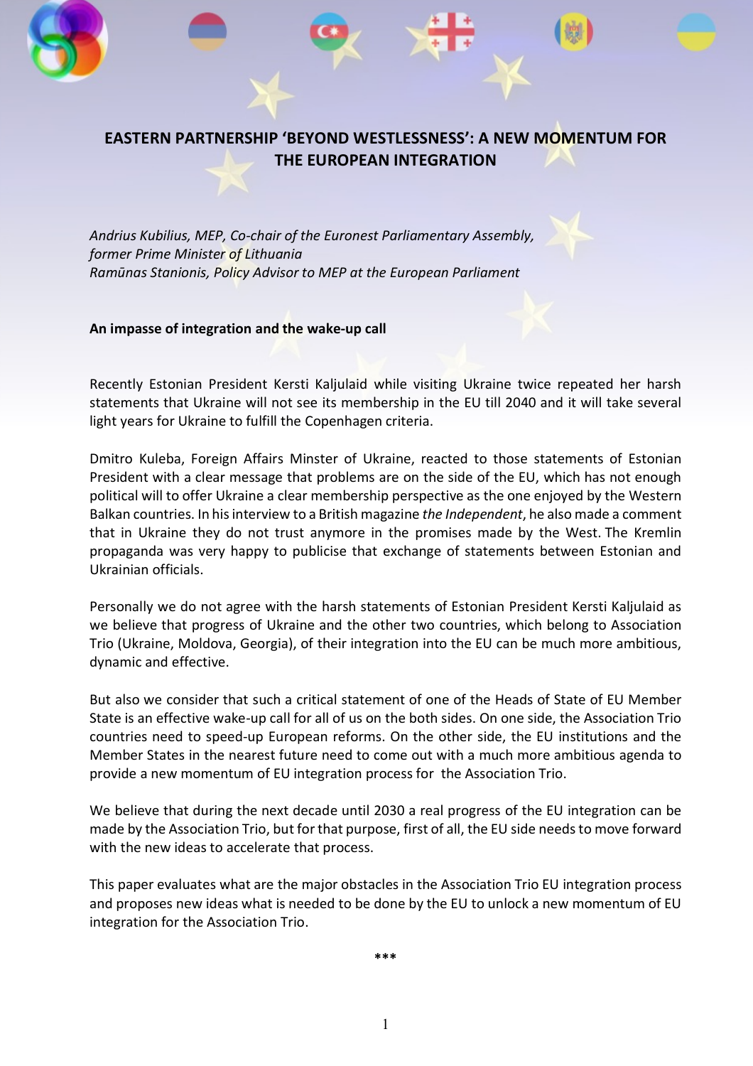# EASTERN PARTNERSHIP 'BEYOND WESTLESSNESS': A NEW MOMENTUM FOR THE EUROPEAN INTEGRATION

*Andrius Kubilius, MEP, Co-chair of the Euronest Parliamentary Assembly, former Prime Minister of Lithuania*
*Ramūnas Stanionis, Policy Advisor to MEP at the European Parliament*

**An impasse of integration and the wake-up call**

Recently Estonian President Kersti Kaljulaid while visiting Ukraine twice repeated her harsh statements that Ukraine will not see its membership in the EU till 2040 and it will take several light years for Ukraine to fulfill the Copenhagen criteria.

Dmitro Kuleba, Foreign Affairs Minster of Ukraine, reacted to those statements of Estonian President with a clear message that problems are on the side of the EU, which has not enough political will to offer Ukraine a clear membership perspective as the one enjoyed by the Western Balkan countries. In his interview to a British magazine *the Independent*, he also made a comment that in Ukraine they do not trust anymore in the promises made by the West. The Kremlin propaganda was very happy to publicise that exchange of statements between Estonian and Ukrainian officials.

Personally we do not agree with the harsh statements of Estonian President Kersti Kaljulaid as we believe that progress of Ukraine and the other two countries, which belong to Association Trio (Ukraine, Moldova, Georgia), of their integration into the EU can be much more ambitious, dynamic and effective.

But also we consider that such a critical statement of one of the Heads of State of EU Member State is an effective wake-up call for all of us on the both sides. On one side, the Association Trio countries need to speed-up European reforms. On the other side, the EU institutions and the Member States in the nearest future need to come out with a much more ambitious agenda to provide a new momentum of EU integration process for the Association Trio.

We believe that during the next decade until 2030 a real progress of the EU integration can be made by the Association Trio, but for that purpose, first of all, the EU side needs to move forward with the new ideas to accelerate that process.

This paper evaluates what are the major obstacles in the Association Trio EU integration process and proposes new ideas what is needed to be done by the EU to unlock a new momentum of EU integration for the Association Trio.

***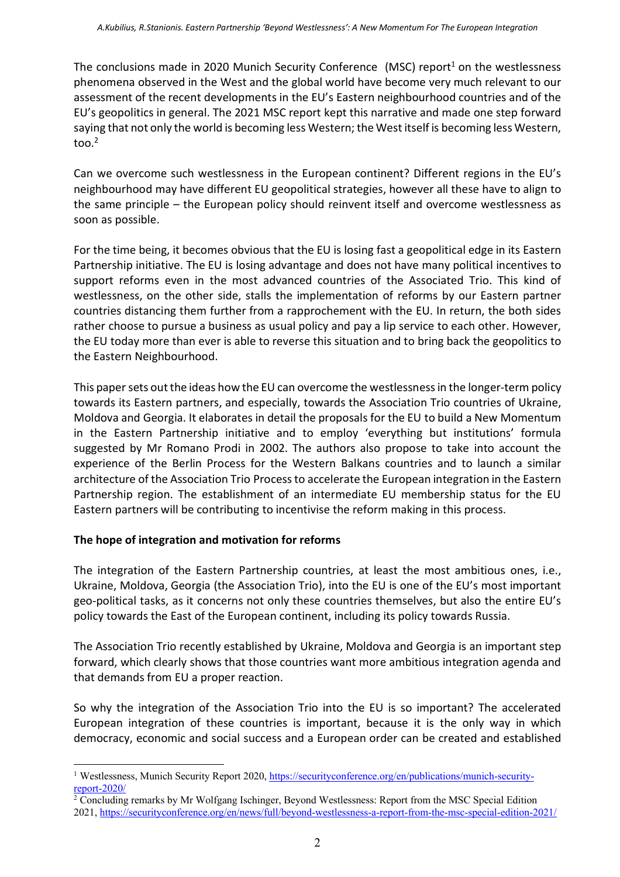The conclusions made in 2020 Munich Security Conference (MSC) report[1] on the westlessness phenomena observed in the West and the global world have become very much relevant to our assessment of the recent developments in the EU's Eastern neighbourhood countries and of the EU's geopolitics in general. The 2021 MSC report kept this narrative and made one step forward saying that not only the world is becoming less Western; the West itself is becoming less Western, too.[2]

Can we overcome such westlessness in the European continent? Different regions in the EU's neighbourhood may have different EU geopolitical strategies, however all these have to align to the same principle – the European policy should reinvent itself and overcome westlessness as soon as possible.

For the time being, it becomes obvious that the EU is losing fast a geopolitical edge in its Eastern Partnership initiative. The EU is losing advantage and does not have many political incentives to support reforms even in the most advanced countries of the Associated Trio. This kind of westlessness, on the other side, stalls the implementation of reforms by our Eastern partner countries distancing them further from a rapprochement with the EU. In return, the both sides rather choose to pursue a business as usual policy and pay a lip service to each other. However, the EU today more than ever is able to reverse this situation and to bring back the geopolitics to the Eastern Neighbourhood.

This paper sets out the ideas how the EU can overcome the westlessness in the longer-term policy towards its Eastern partners, and especially, towards the Association Trio countries of Ukraine, Moldova and Georgia. It elaborates in detail the proposals for the EU to build a New Momentum in the Eastern Partnership initiative and to employ 'everything but institutions' formula suggested by Mr Romano Prodi in 2002. The authors also propose to take into account the experience of the Berlin Process for the Western Balkans countries and to launch a similar architecture of the Association Trio Process to accelerate the European integration in the Eastern Partnership region. The establishment of an intermediate EU membership status for the EU Eastern partners will be contributing to incentivise the reform making in this process.

**The hope of integration and motivation for reforms**

The integration of the Eastern Partnership countries, at least the most ambitious ones, i.e., Ukraine, Moldova, Georgia (the Association Trio), into the EU is one of the EU's most important geo-political tasks, as it concerns not only these countries themselves, but also the entire EU's policy towards the East of the European continent, including its policy towards Russia.

The Association Trio recently established by Ukraine, Moldova and Georgia is an important step forward, which clearly shows that those countries want more ambitious integration agenda and that demands from EU a proper reaction.

So why the integration of the Association Trio into the EU is so important? The accelerated European integration of these countries is important, because it is the only way in which democracy, economic and social success and a European order can be created and established

---

[1] Westlessness, Munich Security Report 2020, https://securityconference.org/en/publications/munich-security-report-2020/

[2] Concluding remarks by Mr Wolfgang Ischinger, Beyond Westlessness: Report from the MSC Special Edition 2021, https://securityconference.org/en/news/full/beyond-westlessness-a-report-from-the-msc-special-edition-2021/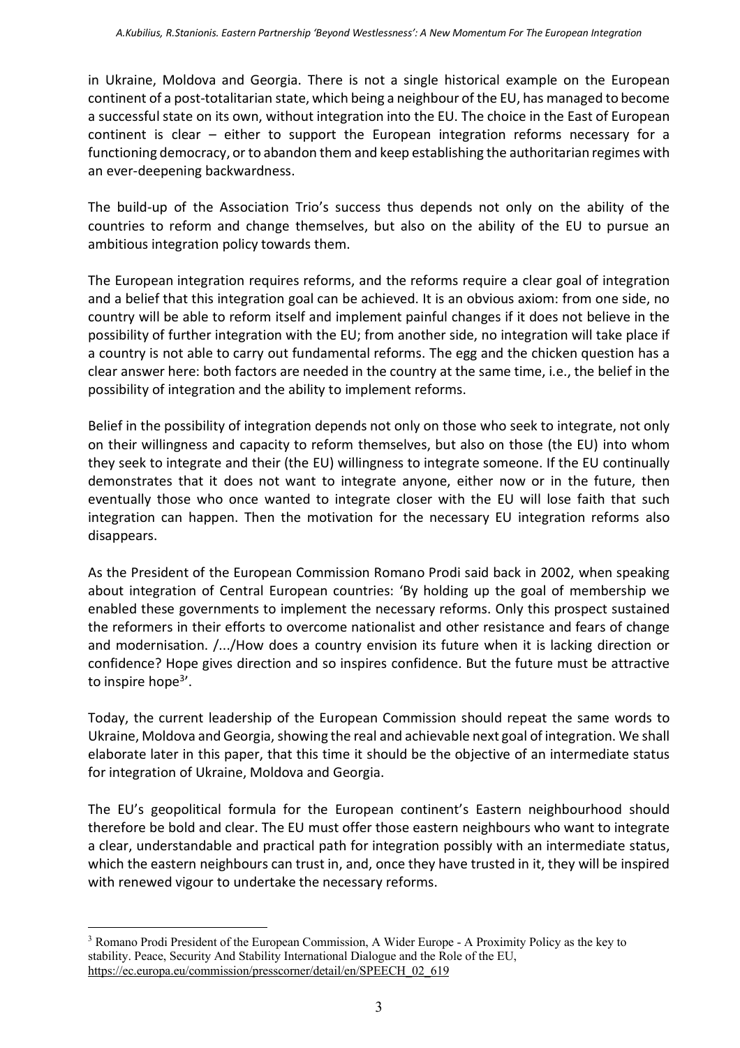in Ukraine, Moldova and Georgia. There is not a single historical example on the European continent of a post-totalitarian state, which being a neighbour of the EU, has managed to become a successful state on its own, without integration into the EU. The choice in the East of European continent is clear – either to support the European integration reforms necessary for a functioning democracy, or to abandon them and keep establishing the authoritarian regimes with an ever-deepening backwardness.

The build-up of the Association Trio's success thus depends not only on the ability of the countries to reform and change themselves, but also on the ability of the EU to pursue an ambitious integration policy towards them.

The European integration requires reforms, and the reforms require a clear goal of integration and a belief that this integration goal can be achieved. It is an obvious axiom: from one side, no country will be able to reform itself and implement painful changes if it does not believe in the possibility of further integration with the EU; from another side, no integration will take place if a country is not able to carry out fundamental reforms. The egg and the chicken question has a clear answer here: both factors are needed in the country at the same time, i.e., the belief in the possibility of integration and the ability to implement reforms.

Belief in the possibility of integration depends not only on those who seek to integrate, not only on their willingness and capacity to reform themselves, but also on those (the EU) into whom they seek to integrate and their (the EU) willingness to integrate someone. If the EU continually demonstrates that it does not want to integrate anyone, either now or in the future, then eventually those who once wanted to integrate closer with the EU will lose faith that such integration can happen. Then the motivation for the necessary EU integration reforms also disappears.

As the President of the European Commission Romano Prodi said back in 2002, when speaking about integration of Central European countries: 'By holding up the goal of membership we enabled these governments to implement the necessary reforms. Only this prospect sustained the reformers in their efforts to overcome nationalist and other resistance and fears of change and modernisation. /.../How does a country envision its future when it is lacking direction or confidence? Hope gives direction and so inspires confidence. But the future must be attractive to inspire hope[3]'.

Today, the current leadership of the European Commission should repeat the same words to Ukraine, Moldova and Georgia, showing the real and achievable next goal of integration. We shall elaborate later in this paper, that this time it should be the objective of an intermediate status for integration of Ukraine, Moldova and Georgia.

The EU's geopolitical formula for the European continent's Eastern neighbourhood should therefore be bold and clear. The EU must offer those eastern neighbours who want to integrate a clear, understandable and practical path for integration possibly with an intermediate status, which the eastern neighbours can trust in, and, once they have trusted in it, they will be inspired with renewed vigour to undertake the necessary reforms.

---

[3] Romano Prodi President of the European Commission, A Wider Europe - A Proximity Policy as the key to stability. Peace, Security And Stability International Dialogue and the Role of the EU, https://ec.europa.eu/commission/presscorner/detail/en/SPEECH_02_619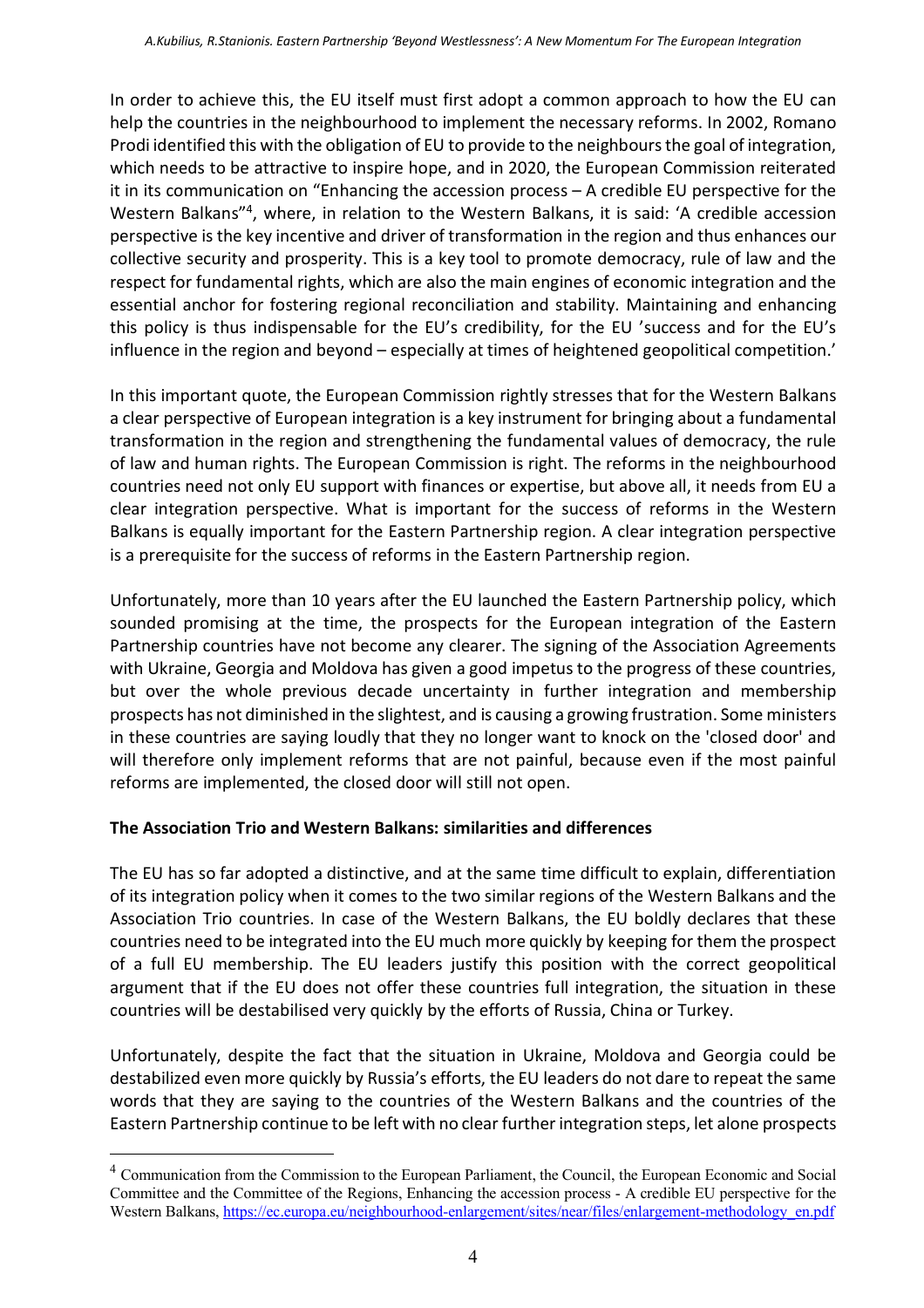In order to achieve this, the EU itself must first adopt a common approach to how the EU can help the countries in the neighbourhood to implement the necessary reforms. In 2002, Romano Prodi identified this with the obligation of EU to provide to the neighbours the goal of integration, which needs to be attractive to inspire hope, and in 2020, the European Commission reiterated it in its communication on "Enhancing the accession process – A credible EU perspective for the Western Balkans"[4], where, in relation to the Western Balkans, it is said: 'A credible accession perspective is the key incentive and driver of transformation in the region and thus enhances our collective security and prosperity. This is a key tool to promote democracy, rule of law and the respect for fundamental rights, which are also the main engines of economic integration and the essential anchor for fostering regional reconciliation and stability. Maintaining and enhancing this policy is thus indispensable for the EU's credibility, for the EU 'success and for the EU's influence in the region and beyond – especially at times of heightened geopolitical competition.'

In this important quote, the European Commission rightly stresses that for the Western Balkans a clear perspective of European integration is a key instrument for bringing about a fundamental transformation in the region and strengthening the fundamental values of democracy, the rule of law and human rights. The European Commission is right. The reforms in the neighbourhood countries need not only EU support with finances or expertise, but above all, it needs from EU a clear integration perspective. What is important for the success of reforms in the Western Balkans is equally important for the Eastern Partnership region. A clear integration perspective is a prerequisite for the success of reforms in the Eastern Partnership region.

Unfortunately, more than 10 years after the EU launched the Eastern Partnership policy, which sounded promising at the time, the prospects for the European integration of the Eastern Partnership countries have not become any clearer. The signing of the Association Agreements with Ukraine, Georgia and Moldova has given a good impetus to the progress of these countries, but over the whole previous decade uncertainty in further integration and membership prospects has not diminished in the slightest, and is causing a growing frustration. Some ministers in these countries are saying loudly that they no longer want to knock on the 'closed door' and will therefore only implement reforms that are not painful, because even if the most painful reforms are implemented, the closed door will still not open.

**The Association Trio and Western Balkans: similarities and differences**

The EU has so far adopted a distinctive, and at the same time difficult to explain, differentiation of its integration policy when it comes to the two similar regions of the Western Balkans and the Association Trio countries. In case of the Western Balkans, the EU boldly declares that these countries need to be integrated into the EU much more quickly by keeping for them the prospect of a full EU membership. The EU leaders justify this position with the correct geopolitical argument that if the EU does not offer these countries full integration, the situation in these countries will be destabilised very quickly by the efforts of Russia, China or Turkey.

Unfortunately, despite the fact that the situation in Ukraine, Moldova and Georgia could be destabilized even more quickly by Russia's efforts, the EU leaders do not dare to repeat the same words that they are saying to the countries of the Western Balkans and the countries of the Eastern Partnership continue to be left with no clear further integration steps, let alone prospects

---

[4] Communication from the Commission to the European Parliament, the Council, the European Economic and Social Committee and the Committee of the Regions, Enhancing the accession process - A credible EU perspective for the Western Balkans, https://ec.europa.eu/neighbourhood-enlargement/sites/near/files/enlargement-methodology_en.pdf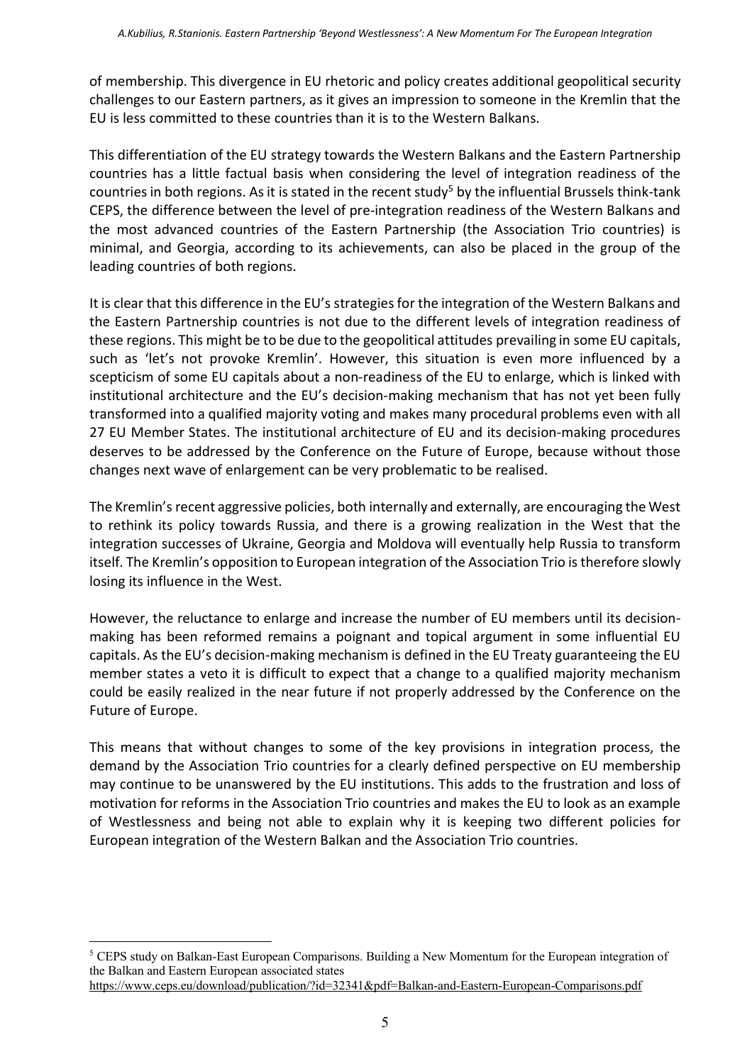of membership. This divergence in EU rhetoric and policy creates additional geopolitical security challenges to our Eastern partners, as it gives an impression to someone in the Kremlin that the EU is less committed to these countries than it is to the Western Balkans.

This differentiation of the EU strategy towards the Western Balkans and the Eastern Partnership countries has a little factual basis when considering the level of integration readiness of the countries in both regions. As it is stated in the recent study[5] by the influential Brussels think-tank CEPS, the difference between the level of pre-integration readiness of the Western Balkans and the most advanced countries of the Eastern Partnership (the Association Trio countries) is minimal, and Georgia, according to its achievements, can also be placed in the group of the leading countries of both regions.

It is clear that this difference in the EU's strategies for the integration of the Western Balkans and the Eastern Partnership countries is not due to the different levels of integration readiness of these regions. This might be to be due to the geopolitical attitudes prevailing in some EU capitals, such as 'let's not provoke Kremlin'. However, this situation is even more influenced by a scepticism of some EU capitals about a non-readiness of the EU to enlarge, which is linked with institutional architecture and the EU's decision-making mechanism that has not yet been fully transformed into a qualified majority voting and makes many procedural problems even with all 27 EU Member States. The institutional architecture of EU and its decision-making procedures deserves to be addressed by the Conference on the Future of Europe, because without those changes next wave of enlargement can be very problematic to be realised.

The Kremlin's recent aggressive policies, both internally and externally, are encouraging the West to rethink its policy towards Russia, and there is a growing realization in the West that the integration successes of Ukraine, Georgia and Moldova will eventually help Russia to transform itself. The Kremlin's opposition to European integration of the Association Trio is therefore slowly losing its influence in the West.

However, the reluctance to enlarge and increase the number of EU members until its decision-making has been reformed remains a poignant and topical argument in some influential EU capitals. As the EU's decision-making mechanism is defined in the EU Treaty guaranteeing the EU member states a veto it is difficult to expect that a change to a qualified majority mechanism could be easily realized in the near future if not properly addressed by the Conference on the Future of Europe.

This means that without changes to some of the key provisions in integration process, the demand by the Association Trio countries for a clearly defined perspective on EU membership may continue to be unanswered by the EU institutions. This adds to the frustration and loss of motivation for reforms in the Association Trio countries and makes the EU to look as an example of Westlessness and being not able to explain why it is keeping two different policies for European integration of the Western Balkan and the Association Trio countries.

---

[5] CEPS study on Balkan-East European Comparisons. Building a New Momentum for the European integration of the Balkan and Eastern European associated states
https://www.ceps.eu/download/publication/?id=32341&pdf=Balkan-and-Eastern-European-Comparisons.pdf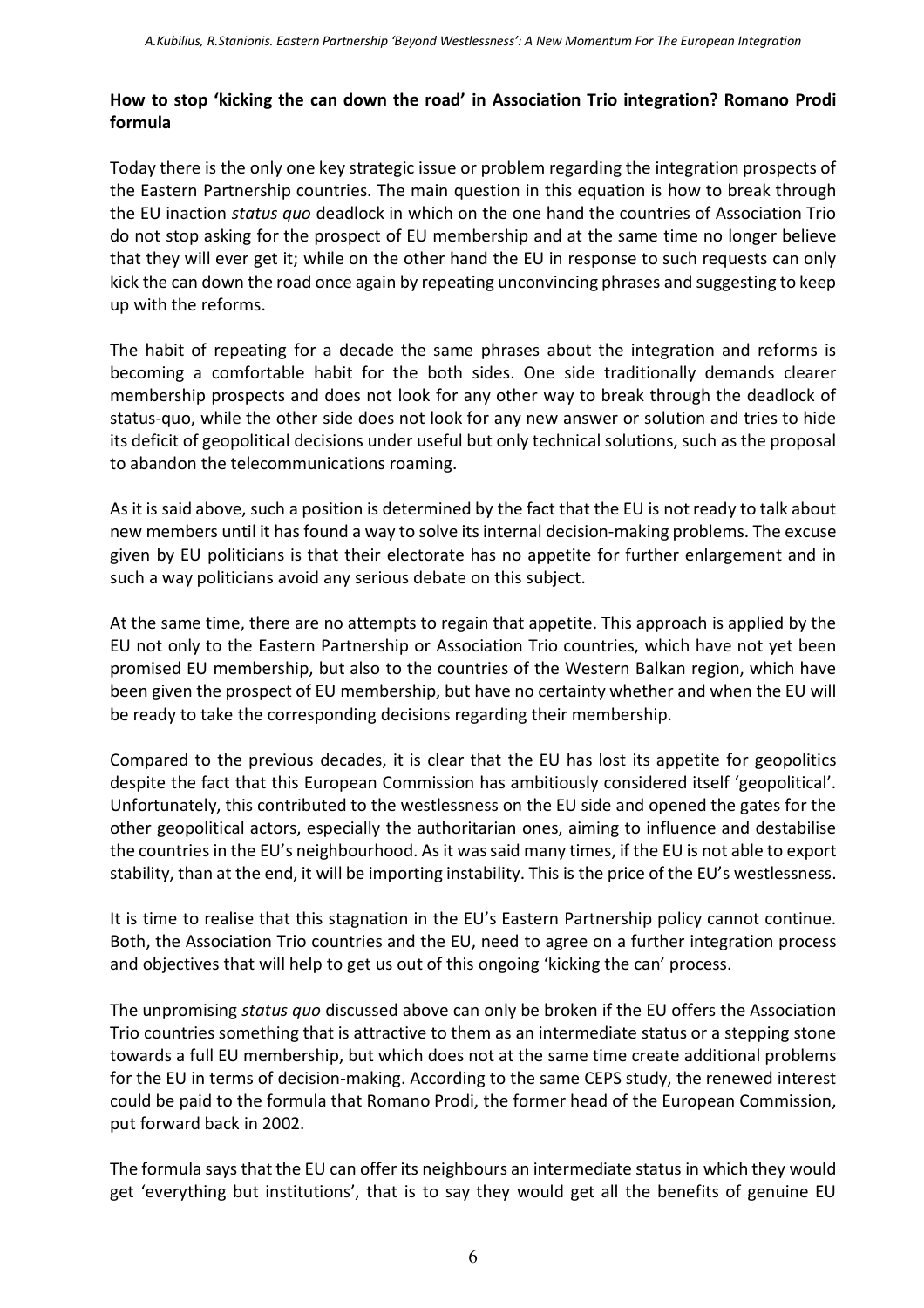**How to stop 'kicking the can down the road' in Association Trio integration? Romano Prodi formula**

Today there is the only one key strategic issue or problem regarding the integration prospects of the Eastern Partnership countries. The main question in this equation is how to break through the EU inaction *status quo* deadlock in which on the one hand the countries of Association Trio do not stop asking for the prospect of EU membership and at the same time no longer believe that they will ever get it; while on the other hand the EU in response to such requests can only kick the can down the road once again by repeating unconvincing phrases and suggesting to keep up with the reforms.

The habit of repeating for a decade the same phrases about the integration and reforms is becoming a comfortable habit for the both sides. One side traditionally demands clearer membership prospects and does not look for any other way to break through the deadlock of status-quo, while the other side does not look for any new answer or solution and tries to hide its deficit of geopolitical decisions under useful but only technical solutions, such as the proposal to abandon the telecommunications roaming.

As it is said above, such a position is determined by the fact that the EU is not ready to talk about new members until it has found a way to solve its internal decision-making problems. The excuse given by EU politicians is that their electorate has no appetite for further enlargement and in such a way politicians avoid any serious debate on this subject.

At the same time, there are no attempts to regain that appetite. This approach is applied by the EU not only to the Eastern Partnership or Association Trio countries, which have not yet been promised EU membership, but also to the countries of the Western Balkan region, which have been given the prospect of EU membership, but have no certainty whether and when the EU will be ready to take the corresponding decisions regarding their membership.

Compared to the previous decades, it is clear that the EU has lost its appetite for geopolitics despite the fact that this European Commission has ambitiously considered itself 'geopolitical'. Unfortunately, this contributed to the westlessness on the EU side and opened the gates for the other geopolitical actors, especially the authoritarian ones, aiming to influence and destabilise the countries in the EU's neighbourhood. As it was said many times, if the EU is not able to export stability, than at the end, it will be importing instability. This is the price of the EU's westlessness.

It is time to realise that this stagnation in the EU's Eastern Partnership policy cannot continue. Both, the Association Trio countries and the EU, need to agree on a further integration process and objectives that will help to get us out of this ongoing 'kicking the can' process.

The unpromising *status quo* discussed above can only be broken if the EU offers the Association Trio countries something that is attractive to them as an intermediate status or a stepping stone towards a full EU membership, but which does not at the same time create additional problems for the EU in terms of decision-making. According to the same CEPS study, the renewed interest could be paid to the formula that Romano Prodi, the former head of the European Commission, put forward back in 2002.

The formula says that the EU can offer its neighbours an intermediate status in which they would get 'everything but institutions', that is to say they would get all the benefits of genuine EU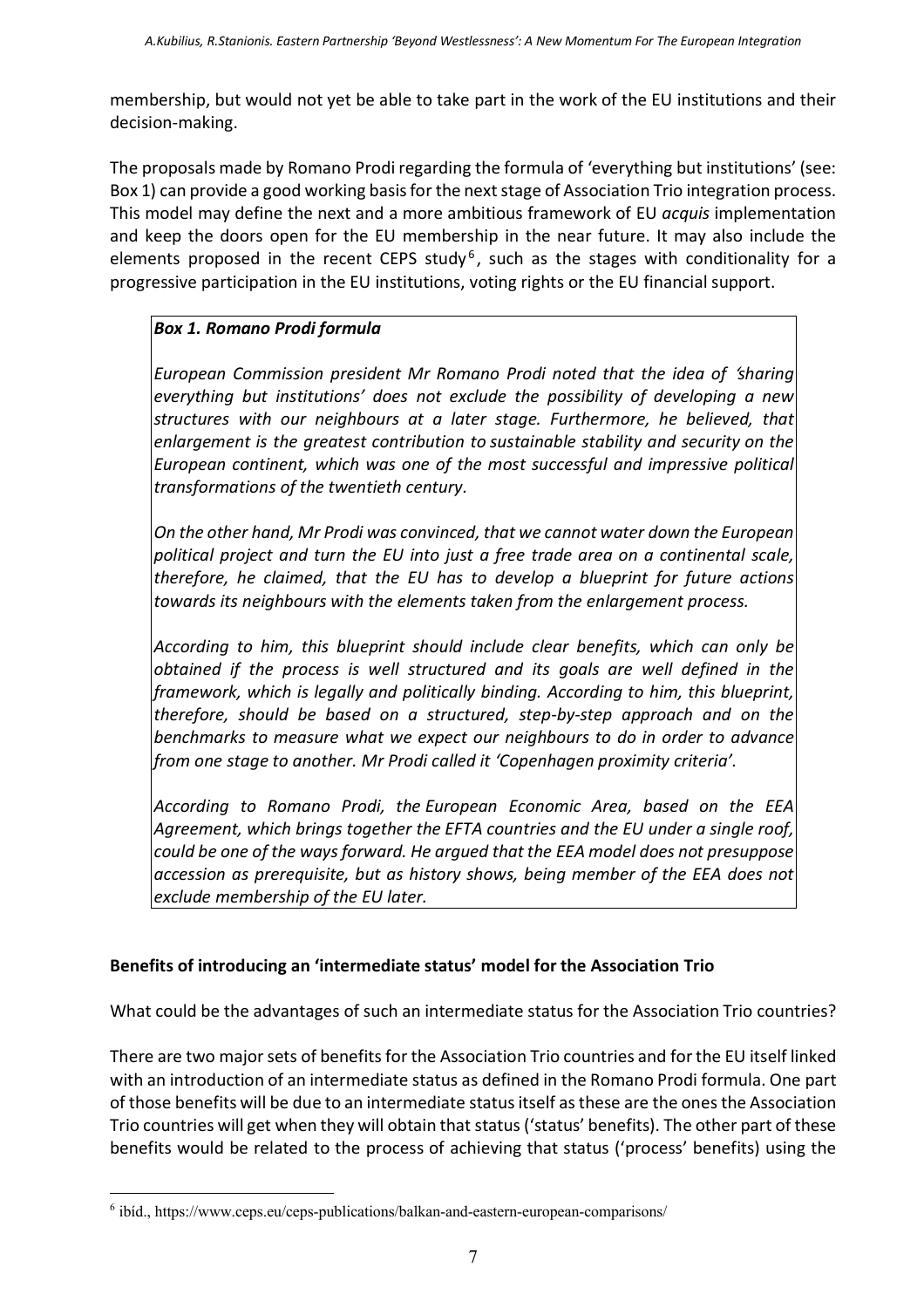membership, but would not yet be able to take part in the work of the EU institutions and their decision-making.

The proposals made by Romano Prodi regarding the formula of 'everything but institutions' (see: Box 1) can provide a good working basis for the next stage of Association Trio integration process. This model may define the next and a more ambitious framework of EU *acquis* implementation and keep the doors open for the EU membership in the near future. It may also include the elements proposed in the recent CEPS study[6], such as the stages with conditionality for a progressive participation in the EU institutions, voting rights or the EU financial support.

> ***Box 1. Romano Prodi formula***
>
> *European Commission president Mr Romano Prodi noted that the idea of 'sharing everything but institutions' does not exclude the possibility of developing a new structures with our neighbours at a later stage. Furthermore, he believed, that enlargement is the greatest contribution to sustainable stability and security on the European continent, which was one of the most successful and impressive political transformations of the twentieth century.*
>
> *On the other hand, Mr Prodi was convinced, that we cannot water down the European political project and turn the EU into just a free trade area on a continental scale, therefore, he claimed, that the EU has to develop a blueprint for future actions towards its neighbours with the elements taken from the enlargement process.*
>
> *According to him, this blueprint should include clear benefits, which can only be obtained if the process is well structured and its goals are well defined in the framework, which is legally and politically binding. According to him, this blueprint, therefore, should be based on a structured, step-by-step approach and on the benchmarks to measure what we expect our neighbours to do in order to advance from one stage to another. Mr Prodi called it 'Copenhagen proximity criteria'.*
>
> *According to Romano Prodi, the European Economic Area, based on the EEA Agreement, which brings together the EFTA countries and the EU under a single roof, could be one of the ways forward. He argued that the EEA model does not presuppose accession as prerequisite, but as history shows, being member of the EEA does not exclude membership of the EU later.*

**Benefits of introducing an 'intermediate status' model for the Association Trio**

What could be the advantages of such an intermediate status for the Association Trio countries?

There are two major sets of benefits for the Association Trio countries and for the EU itself linked with an introduction of an intermediate status as defined in the Romano Prodi formula. One part of those benefits will be due to an intermediate status itself as these are the ones the Association Trio countries will get when they will obtain that status ('status' benefits). The other part of these benefits would be related to the process of achieving that status ('process' benefits) using the

[6] ibid., https://www.ceps.eu/ceps-publications/balkan-and-eastern-european-comparisons/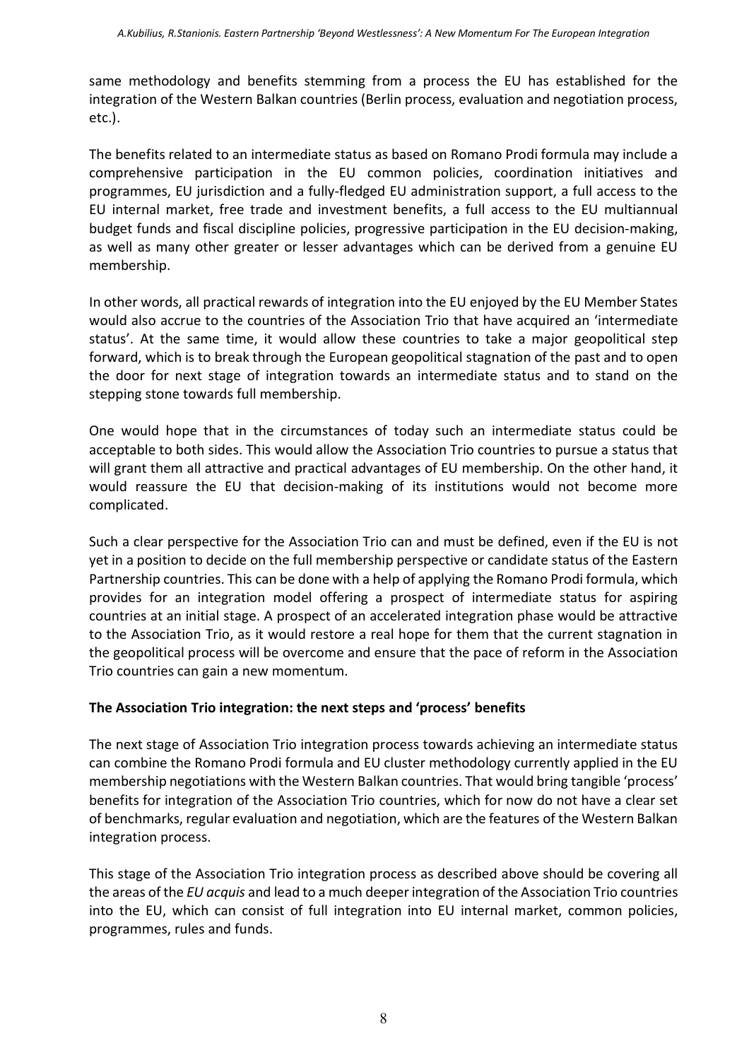same methodology and benefits stemming from a process the EU has established for the integration of the Western Balkan countries (Berlin process, evaluation and negotiation process, etc.).

The benefits related to an intermediate status as based on Romano Prodi formula may include a comprehensive participation in the EU common policies, coordination initiatives and programmes, EU jurisdiction and a fully-fledged EU administration support, a full access to the EU internal market, free trade and investment benefits, a full access to the EU multiannual budget funds and fiscal discipline policies, progressive participation in the EU decision-making, as well as many other greater or lesser advantages which can be derived from a genuine EU membership.

In other words, all practical rewards of integration into the EU enjoyed by the EU Member States would also accrue to the countries of the Association Trio that have acquired an 'intermediate status'. At the same time, it would allow these countries to take a major geopolitical step forward, which is to break through the European geopolitical stagnation of the past and to open the door for next stage of integration towards an intermediate status and to stand on the stepping stone towards full membership.

One would hope that in the circumstances of today such an intermediate status could be acceptable to both sides. This would allow the Association Trio countries to pursue a status that will grant them all attractive and practical advantages of EU membership. On the other hand, it would reassure the EU that decision-making of its institutions would not become more complicated.

Such a clear perspective for the Association Trio can and must be defined, even if the EU is not yet in a position to decide on the full membership perspective or candidate status of the Eastern Partnership countries. This can be done with a help of applying the Romano Prodi formula, which provides for an integration model offering a prospect of intermediate status for aspiring countries at an initial stage. A prospect of an accelerated integration phase would be attractive to the Association Trio, as it would restore a real hope for them that the current stagnation in the geopolitical process will be overcome and ensure that the pace of reform in the Association Trio countries can gain a new momentum.

**The Association Trio integration: the next steps and 'process' benefits**

The next stage of Association Trio integration process towards achieving an intermediate status can combine the Romano Prodi formula and EU cluster methodology currently applied in the EU membership negotiations with the Western Balkan countries. That would bring tangible 'process' benefits for integration of the Association Trio countries, which for now do not have a clear set of benchmarks, regular evaluation and negotiation, which are the features of the Western Balkan integration process.

This stage of the Association Trio integration process as described above should be covering all the areas of the *EU acquis* and lead to a much deeper integration of the Association Trio countries into the EU, which can consist of full integration into EU internal market, common policies, programmes, rules and funds.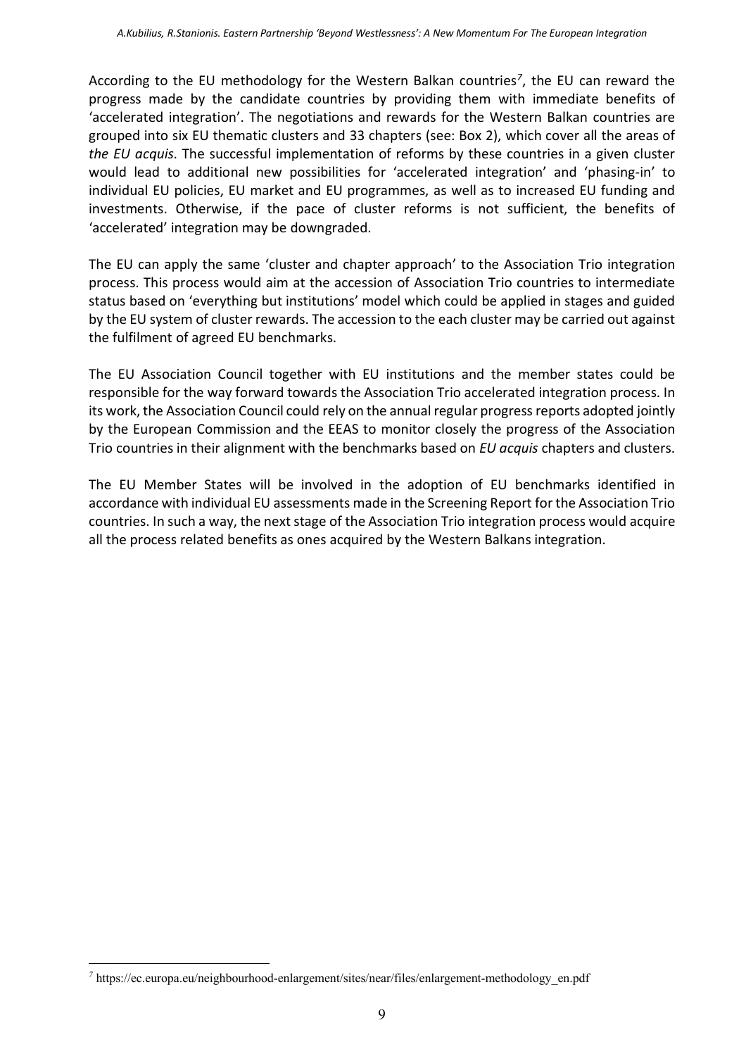According to the EU methodology for the Western Balkan countries[7], the EU can reward the progress made by the candidate countries by providing them with immediate benefits of 'accelerated integration'. The negotiations and rewards for the Western Balkan countries are grouped into six EU thematic clusters and 33 chapters (see: Box 2), which cover all the areas of *the EU acquis*. The successful implementation of reforms by these countries in a given cluster would lead to additional new possibilities for 'accelerated integration' and 'phasing-in' to individual EU policies, EU market and EU programmes, as well as to increased EU funding and investments. Otherwise, if the pace of cluster reforms is not sufficient, the benefits of 'accelerated' integration may be downgraded.

The EU can apply the same 'cluster and chapter approach' to the Association Trio integration process. This process would aim at the accession of Association Trio countries to intermediate status based on 'everything but institutions' model which could be applied in stages and guided by the EU system of cluster rewards. The accession to the each cluster may be carried out against the fulfilment of agreed EU benchmarks.

The EU Association Council together with EU institutions and the member states could be responsible for the way forward towards the Association Trio accelerated integration process. In its work, the Association Council could rely on the annual regular progress reports adopted jointly by the European Commission and the EEAS to monitor closely the progress of the Association Trio countries in their alignment with the benchmarks based on *EU acquis* chapters and clusters.

The EU Member States will be involved in the adoption of EU benchmarks identified in accordance with individual EU assessments made in the Screening Report for the Association Trio countries. In such a way, the next stage of the Association Trio integration process would acquire all the process related benefits as ones acquired by the Western Balkans integration.

[7] https://ec.europa.eu/neighbourhood-enlargement/sites/near/files/enlargement-methodology_en.pdf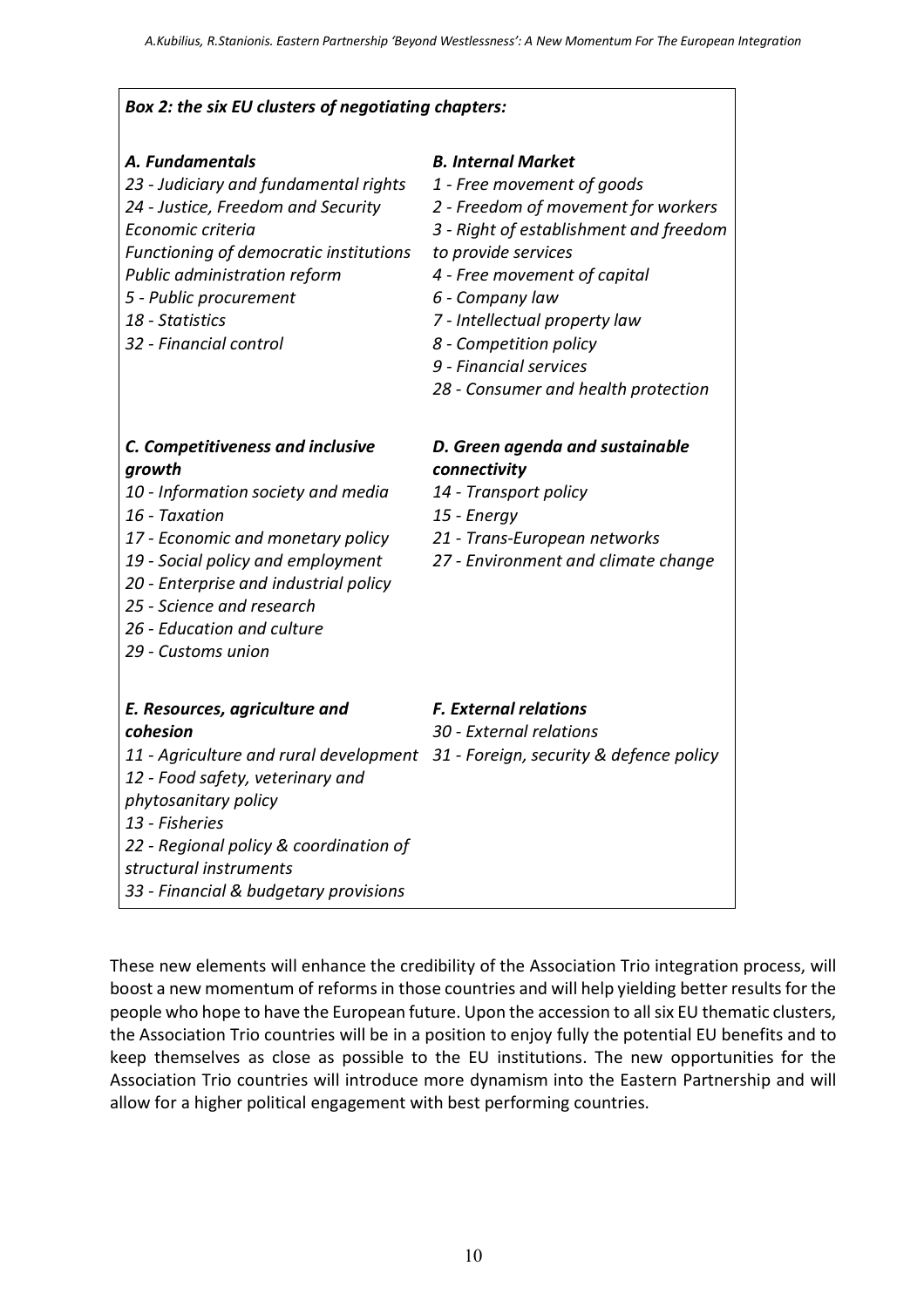***Box 2: the six EU clusters of negotiating chapters:***

***A. Fundamentals***

*23 - Judiciary and fundamental rights*
*24 - Justice, Freedom and Security*
*Economic criteria*
*Functioning of democratic institutions*
*Public administration reform*
*5 - Public procurement*
*18 - Statistics*
*32 - Financial control*

***B. Internal Market***

*1 - Free movement of goods*
*2 - Freedom of movement for workers*
*3 - Right of establishment and freedom to provide services*
*4 - Free movement of capital*
*6 - Company law*
*7 - Intellectual property law*
*8 - Competition policy*
*9 - Financial services*
*28 - Consumer and health protection*

***C. Competitiveness and inclusive growth***

*10 - Information society and media*
*16 - Taxation*
*17 - Economic and monetary policy*
*19 - Social policy and employment*
*20 - Enterprise and industrial policy*
*25 - Science and research*
*26 - Education and culture*
*29 - Customs union*

***D. Green agenda and sustainable connectivity***

*14 - Transport policy*
*15 - Energy*
*21 - Trans-European networks*
*27 - Environment and climate change*

***E. Resources, agriculture and cohesion***

*11 - Agriculture and rural development*
*12 - Food safety, veterinary and phytosanitary policy*
*13 - Fisheries*
*22 - Regional policy & coordination of structural instruments*
*33 - Financial & budgetary provisions*

***F. External relations***

*30 - External relations*
*31 - Foreign, security & defence policy*

These new elements will enhance the credibility of the Association Trio integration process, will boost a new momentum of reforms in those countries and will help yielding better results for the people who hope to have the European future. Upon the accession to all six EU thematic clusters, the Association Trio countries will be in a position to enjoy fully the potential EU benefits and to keep themselves as close as possible to the EU institutions. The new opportunities for the Association Trio countries will introduce more dynamism into the Eastern Partnership and will allow for a higher political engagement with best performing countries.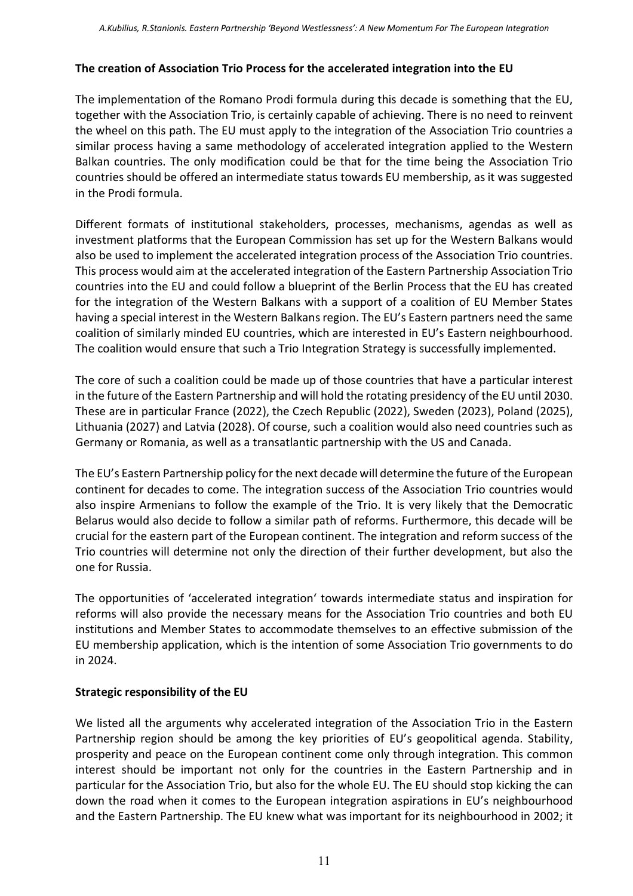**The creation of Association Trio Process for the accelerated integration into the EU**

The implementation of the Romano Prodi formula during this decade is something that the EU, together with the Association Trio, is certainly capable of achieving. There is no need to reinvent the wheel on this path. The EU must apply to the integration of the Association Trio countries a similar process having a same methodology of accelerated integration applied to the Western Balkan countries. The only modification could be that for the time being the Association Trio countries should be offered an intermediate status towards EU membership, as it was suggested in the Prodi formula.

Different formats of institutional stakeholders, processes, mechanisms, agendas as well as investment platforms that the European Commission has set up for the Western Balkans would also be used to implement the accelerated integration process of the Association Trio countries. This process would aim at the accelerated integration of the Eastern Partnership Association Trio countries into the EU and could follow a blueprint of the Berlin Process that the EU has created for the integration of the Western Balkans with a support of a coalition of EU Member States having a special interest in the Western Balkans region. The EU's Eastern partners need the same coalition of similarly minded EU countries, which are interested in EU's Eastern neighbourhood. The coalition would ensure that such a Trio Integration Strategy is successfully implemented.

The core of such a coalition could be made up of those countries that have a particular interest in the future of the Eastern Partnership and will hold the rotating presidency of the EU until 2030. These are in particular France (2022), the Czech Republic (2022), Sweden (2023), Poland (2025), Lithuania (2027) and Latvia (2028). Of course, such a coalition would also need countries such as Germany or Romania, as well as a transatlantic partnership with the US and Canada.

The EU's Eastern Partnership policy for the next decade will determine the future of the European continent for decades to come. The integration success of the Association Trio countries would also inspire Armenians to follow the example of the Trio. It is very likely that the Democratic Belarus would also decide to follow a similar path of reforms. Furthermore, this decade will be crucial for the eastern part of the European continent. The integration and reform success of the Trio countries will determine not only the direction of their further development, but also the one for Russia.

The opportunities of 'accelerated integration' towards intermediate status and inspiration for reforms will also provide the necessary means for the Association Trio countries and both EU institutions and Member States to accommodate themselves to an effective submission of the EU membership application, which is the intention of some Association Trio governments to do in 2024.

**Strategic responsibility of the EU**

We listed all the arguments why accelerated integration of the Association Trio in the Eastern Partnership region should be among the key priorities of EU's geopolitical agenda. Stability, prosperity and peace on the European continent come only through integration. This common interest should be important not only for the countries in the Eastern Partnership and in particular for the Association Trio, but also for the whole EU. The EU should stop kicking the can down the road when it comes to the European integration aspirations in EU's neighbourhood and the Eastern Partnership. The EU knew what was important for its neighbourhood in 2002; it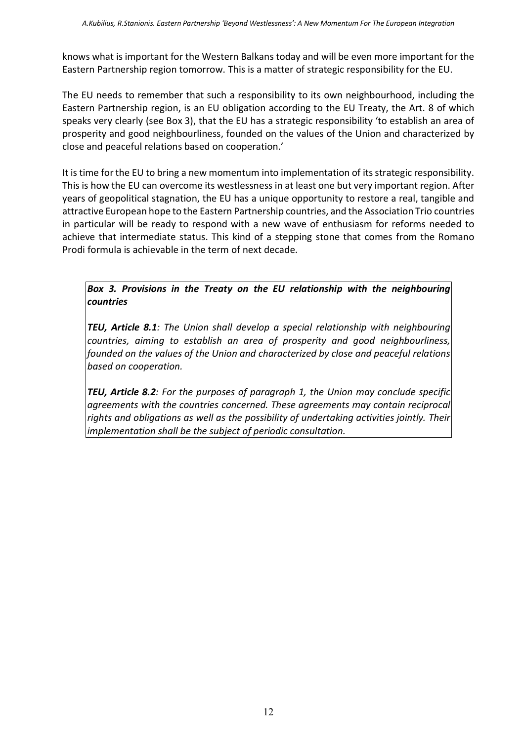knows what is important for the Western Balkans today and will be even more important for the Eastern Partnership region tomorrow. This is a matter of strategic responsibility for the EU.

The EU needs to remember that such a responsibility to its own neighbourhood, including the Eastern Partnership region, is an EU obligation according to the EU Treaty, the Art. 8 of which speaks very clearly (see Box 3), that the EU has a strategic responsibility 'to establish an area of prosperity and good neighbourliness, founded on the values of the Union and characterized by close and peaceful relations based on cooperation.'

It is time for the EU to bring a new momentum into implementation of its strategic responsibility. This is how the EU can overcome its westlessness in at least one but very important region. After years of geopolitical stagnation, the EU has a unique opportunity to restore a real, tangible and attractive European hope to the Eastern Partnership countries, and the Association Trio countries in particular will be ready to respond with a new wave of enthusiasm for reforms needed to achieve that intermediate status. This kind of a stepping stone that comes from the Romano Prodi formula is achievable in the term of next decade.

***Box 3. Provisions in the Treaty on the EU relationship with the neighbouring countries***

***TEU, Article 8.1****: The Union shall develop a special relationship with neighbouring countries, aiming to establish an area of prosperity and good neighbourliness, founded on the values of the Union and characterized by close and peaceful relations based on cooperation.*

***TEU, Article 8.2****: For the purposes of paragraph 1, the Union may conclude specific agreements with the countries concerned. These agreements may contain reciprocal rights and obligations as well as the possibility of undertaking activities jointly. Their implementation shall be the subject of periodic consultation.*